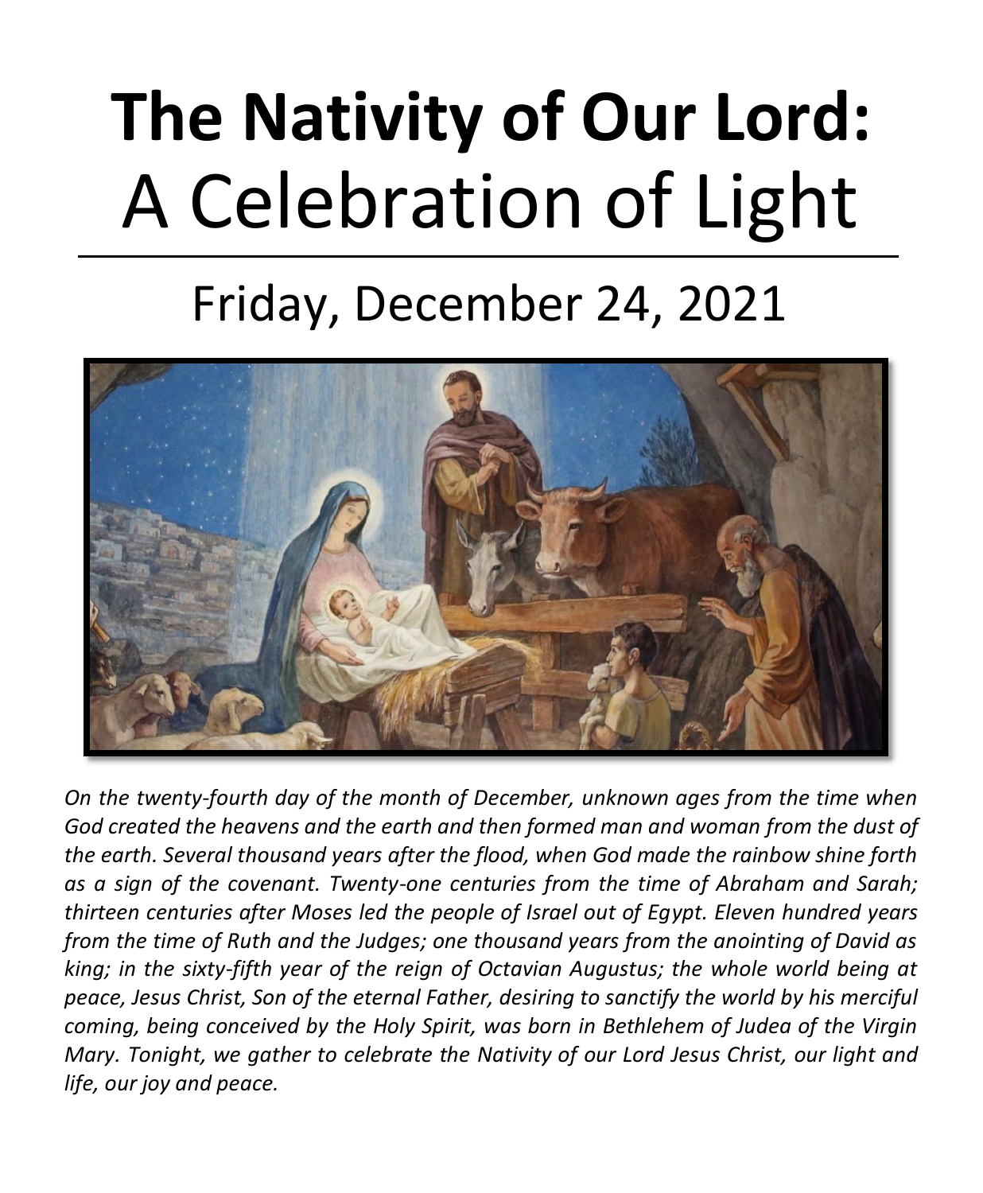# **The Nativity of Our Lord:** A Celebration of Light

## Friday, December 24, 2021

*On the twenty-fourth day of the month of December, unknown ages from the time when God created the heavens and the earth and then formed man and woman from the dust of the earth. Several thousand years after the flood, when God made the rainbow shine forth as a sign of the covenant. Twenty-one centuries from the time of Abraham and Sarah; thirteen centuries after Moses led the people of Israel out of Egypt. Eleven hundred years from the time of Ruth and the Judges; one thousand years from the anointing of David as king; in the sixty-fifth year of the reign of Octavian Augustus; the whole world being at peace, Jesus Christ, Son of the eternal Father, desiring to sanctify the world by his merciful coming, being conceived by the Holy Spirit, was born in Bethlehem of Judea of the Virgin Mary. Tonight, we gather to celebrate the Nativity of our Lord Jesus Christ, our light and life, our joy and peace.*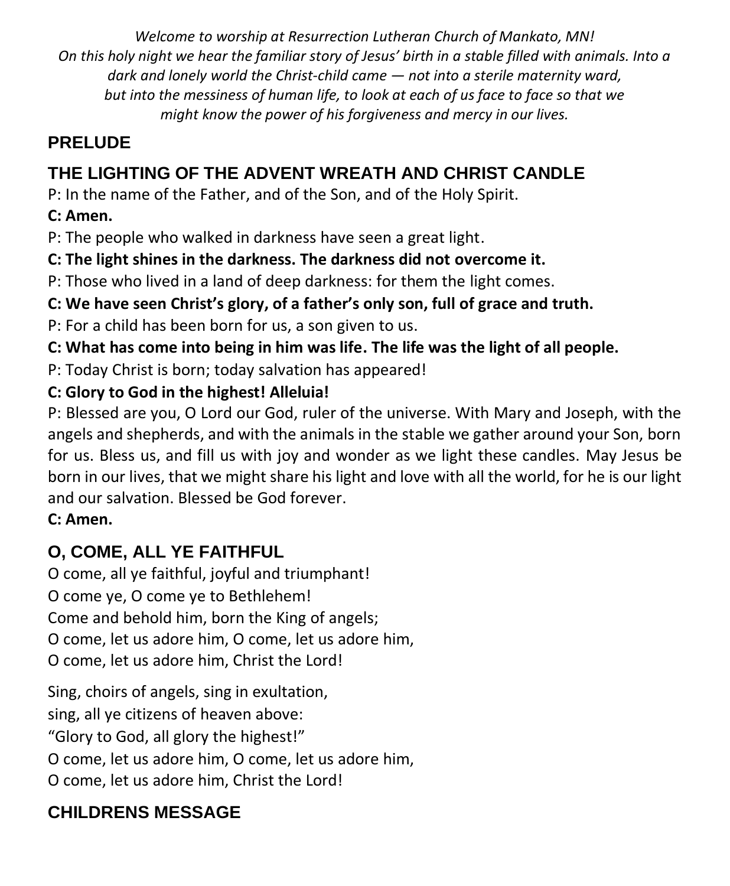*Welcome to worship at Resurrection Lutheran Church of Mankato, MN!*
*On this holy night we hear the familiar story of Jesus' birth in a stable filled with animals. Into a dark and lonely world the Christ-child came — not into a sterile maternity ward, but into the messiness of human life, to look at each of us face to face so that we might know the power of his forgiveness and mercy in our lives.*

## PRELUDE

## THE LIGHTING OF THE ADVENT WREATH AND CHRIST CANDLE

P: In the name of the Father, and of the Son, and of the Holy Spirit.

**C: Amen.**

P: The people who walked in darkness have seen a great light.

**C: The light shines in the darkness. The darkness did not overcome it.**

P: Those who lived in a land of deep darkness: for them the light comes.

**C: We have seen Christ's glory, of a father's only son, full of grace and truth.**

P: For a child has been born for us, a son given to us.

**C: What has come into being in him was life. The life was the light of all people.**

P: Today Christ is born; today salvation has appeared!

**C: Glory to God in the highest! Alleluia!**

P: Blessed are you, O Lord our God, ruler of the universe. With Mary and Joseph, with the angels and shepherds, and with the animals in the stable we gather around your Son, born for us. Bless us, and fill us with joy and wonder as we light these candles. May Jesus be born in our lives, that we might share his light and love with all the world, for he is our light and our salvation. Blessed be God forever.

**C: Amen.**

## O, COME, ALL YE FAITHFUL

O come, all ye faithful, joyful and triumphant!
O come ye, O come ye to Bethlehem!
Come and behold him, born the King of angels;
O come, let us adore him, O come, let us adore him,
O come, let us adore him, Christ the Lord!

Sing, choirs of angels, sing in exultation,
sing, all ye citizens of heaven above:
"Glory to God, all glory the highest!"
O come, let us adore him, O come, let us adore him,
O come, let us adore him, Christ the Lord!

## CHILDRENS MESSAGE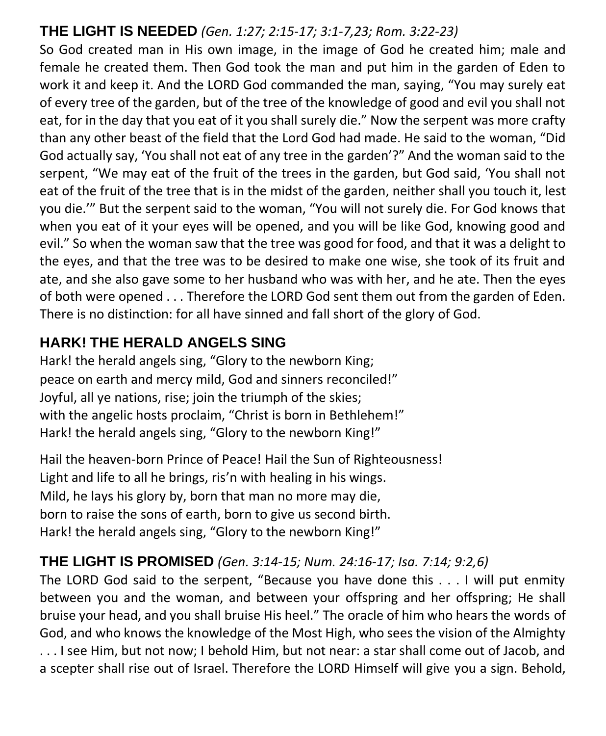## THE LIGHT IS NEEDED *(Gen. 1:27; 2:15-17; 3:1-7,23; Rom. 3:22-23)*

So God created man in His own image, in the image of God he created him; male and female he created them. Then God took the man and put him in the garden of Eden to work it and keep it. And the LORD God commanded the man, saying, "You may surely eat of every tree of the garden, but of the tree of the knowledge of good and evil you shall not eat, for in the day that you eat of it you shall surely die." Now the serpent was more crafty than any other beast of the field that the Lord God had made. He said to the woman, "Did God actually say, 'You shall not eat of any tree in the garden'?" And the woman said to the serpent, "We may eat of the fruit of the trees in the garden, but God said, 'You shall not eat of the fruit of the tree that is in the midst of the garden, neither shall you touch it, lest you die.'" But the serpent said to the woman, "You will not surely die. For God knows that when you eat of it your eyes will be opened, and you will be like God, knowing good and evil." So when the woman saw that the tree was good for food, and that it was a delight to the eyes, and that the tree was to be desired to make one wise, she took of its fruit and ate, and she also gave some to her husband who was with her, and he ate. Then the eyes of both were opened . . . Therefore the LORD God sent them out from the garden of Eden. There is no distinction: for all have sinned and fall short of the glory of God.

## HARK! THE HERALD ANGELS SING

Hark! the herald angels sing, "Glory to the newborn King;
peace on earth and mercy mild, God and sinners reconciled!"
Joyful, all ye nations, rise; join the triumph of the skies;
with the angelic hosts proclaim, "Christ is born in Bethlehem!"
Hark! the herald angels sing, "Glory to the newborn King!"

Hail the heaven-born Prince of Peace! Hail the Sun of Righteousness!
Light and life to all he brings, ris'n with healing in his wings.
Mild, he lays his glory by, born that man no more may die,
born to raise the sons of earth, born to give us second birth.
Hark! the herald angels sing, "Glory to the newborn King!"

## THE LIGHT IS PROMISED *(Gen. 3:14-15; Num. 24:16-17; Isa. 7:14; 9:2,6)*

The LORD God said to the serpent, "Because you have done this . . . I will put enmity between you and the woman, and between your offspring and her offspring; He shall bruise your head, and you shall bruise His heel." The oracle of him who hears the words of God, and who knows the knowledge of the Most High, who sees the vision of the Almighty . . . I see Him, but not now; I behold Him, but not near: a star shall come out of Jacob, and a scepter shall rise out of Israel. Therefore the LORD Himself will give you a sign. Behold,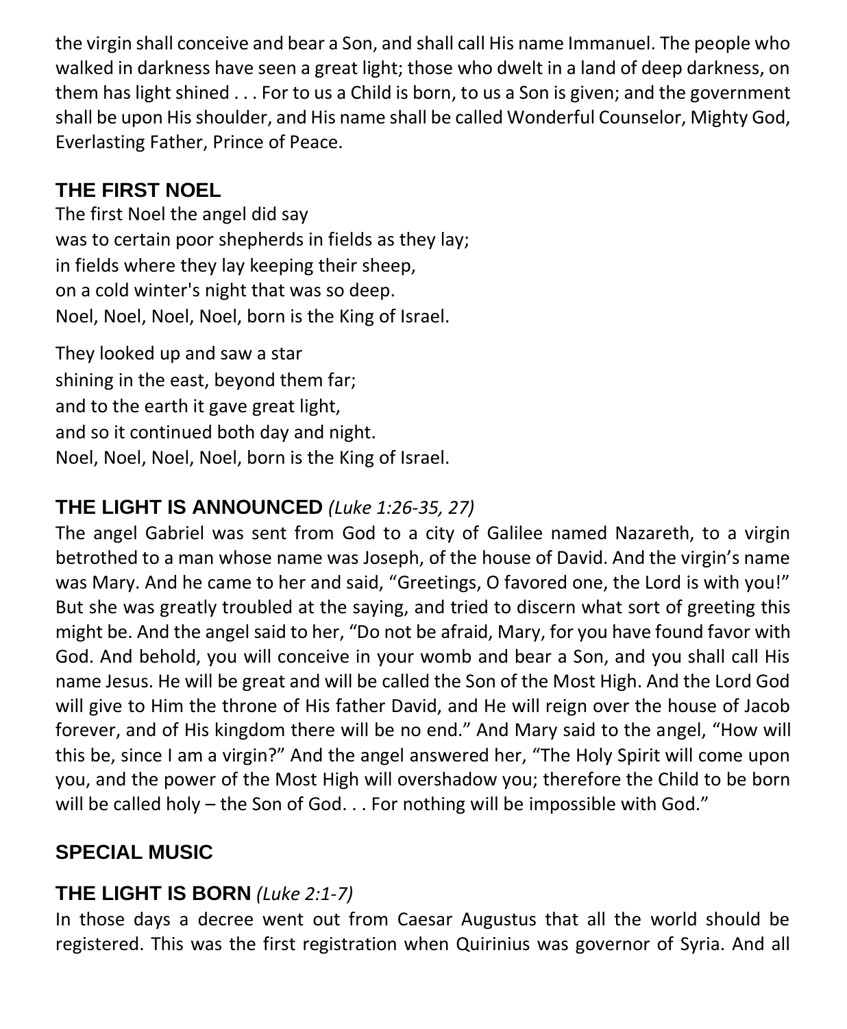the virgin shall conceive and bear a Son, and shall call His name Immanuel. The people who walked in darkness have seen a great light; those who dwelt in a land of deep darkness, on them has light shined . . . For to us a Child is born, to us a Son is given; and the government shall be upon His shoulder, and His name shall be called Wonderful Counselor, Mighty God, Everlasting Father, Prince of Peace.

## THE FIRST NOEL

The first Noel the angel did say
was to certain poor shepherds in fields as they lay;
in fields where they lay keeping their sheep,
on a cold winter's night that was so deep.
Noel, Noel, Noel, Noel, born is the King of Israel.

They looked up and saw a star
shining in the east, beyond them far;
and to the earth it gave great light,
and so it continued both day and night.
Noel, Noel, Noel, Noel, born is the King of Israel.

## THE LIGHT IS ANNOUNCED *(Luke 1:26-35, 27)*

The angel Gabriel was sent from God to a city of Galilee named Nazareth, to a virgin betrothed to a man whose name was Joseph, of the house of David. And the virgin's name was Mary. And he came to her and said, "Greetings, O favored one, the Lord is with you!" But she was greatly troubled at the saying, and tried to discern what sort of greeting this might be. And the angel said to her, "Do not be afraid, Mary, for you have found favor with God. And behold, you will conceive in your womb and bear a Son, and you shall call His name Jesus. He will be great and will be called the Son of the Most High. And the Lord God will give to Him the throne of His father David, and He will reign over the house of Jacob forever, and of His kingdom there will be no end." And Mary said to the angel, "How will this be, since I am a virgin?" And the angel answered her, "The Holy Spirit will come upon you, and the power of the Most High will overshadow you; therefore the Child to be born will be called holy – the Son of God. . . For nothing will be impossible with God."

## SPECIAL MUSIC

## THE LIGHT IS BORN *(Luke 2:1-7)*

In those days a decree went out from Caesar Augustus that all the world should be registered. This was the first registration when Quirinius was governor of Syria. And all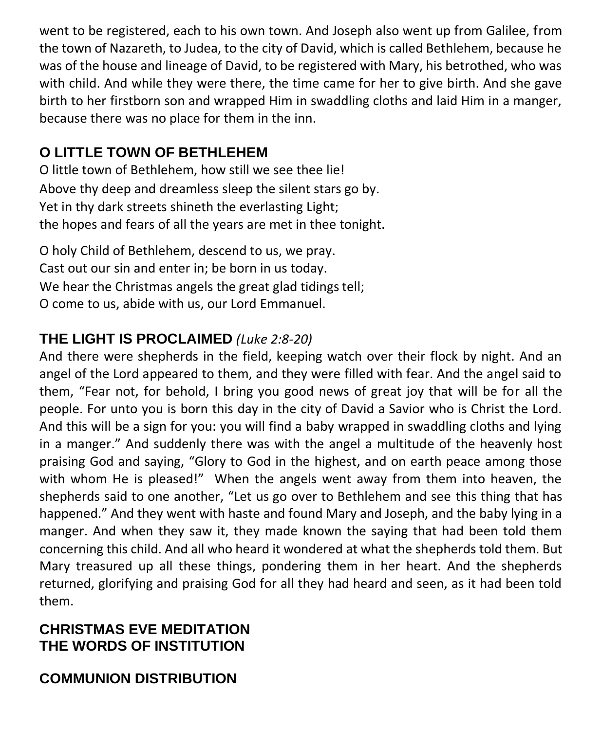went to be registered, each to his own town. And Joseph also went up from Galilee, from the town of Nazareth, to Judea, to the city of David, which is called Bethlehem, because he was of the house and lineage of David, to be registered with Mary, his betrothed, who was with child. And while they were there, the time came for her to give birth. And she gave birth to her firstborn son and wrapped Him in swaddling cloths and laid Him in a manger, because there was no place for them in the inn.

## O LITTLE TOWN OF BETHLEHEM

O little town of Bethlehem, how still we see thee lie!
Above thy deep and dreamless sleep the silent stars go by.
Yet in thy dark streets shineth the everlasting Light;
the hopes and fears of all the years are met in thee tonight.

O holy Child of Bethlehem, descend to us, we pray.
Cast out our sin and enter in; be born in us today.
We hear the Christmas angels the great glad tidings tell;
O come to us, abide with us, our Lord Emmanuel.

## THE LIGHT IS PROCLAIMED *(Luke 2:8-20)*

And there were shepherds in the field, keeping watch over their flock by night. And an angel of the Lord appeared to them, and they were filled with fear. And the angel said to them, "Fear not, for behold, I bring you good news of great joy that will be for all the people. For unto you is born this day in the city of David a Savior who is Christ the Lord. And this will be a sign for you: you will find a baby wrapped in swaddling cloths and lying in a manger." And suddenly there was with the angel a multitude of the heavenly host praising God and saying, "Glory to God in the highest, and on earth peace among those with whom He is pleased!" When the angels went away from them into heaven, the shepherds said to one another, "Let us go over to Bethlehem and see this thing that has happened." And they went with haste and found Mary and Joseph, and the baby lying in a manger. And when they saw it, they made known the saying that had been told them concerning this child. And all who heard it wondered at what the shepherds told them. But Mary treasured up all these things, pondering them in her heart. And the shepherds returned, glorifying and praising God for all they had heard and seen, as it had been told them.

## CHRISTMAS EVE MEDITATION
## THE WORDS OF INSTITUTION

## COMMUNION DISTRIBUTION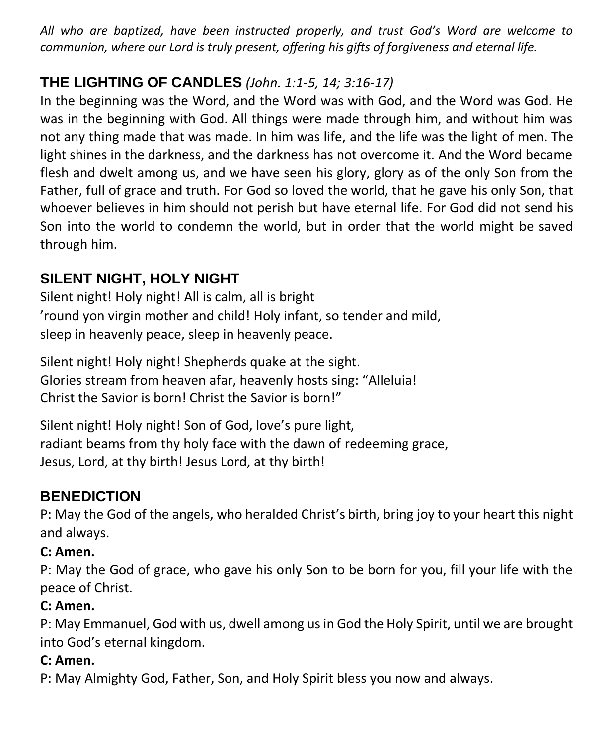*All who are baptized, have been instructed properly, and trust God's Word are welcome to communion, where our Lord is truly present, offering his gifts of forgiveness and eternal life.*

## THE LIGHTING OF CANDLES *(John. 1:1-5, 14; 3:16-17)*

In the beginning was the Word, and the Word was with God, and the Word was God. He was in the beginning with God. All things were made through him, and without him was not any thing made that was made. In him was life, and the life was the light of men. The light shines in the darkness, and the darkness has not overcome it. And the Word became flesh and dwelt among us, and we have seen his glory, glory as of the only Son from the Father, full of grace and truth. For God so loved the world, that he gave his only Son, that whoever believes in him should not perish but have eternal life. For God did not send his Son into the world to condemn the world, but in order that the world might be saved through him.

## SILENT NIGHT, HOLY NIGHT

Silent night! Holy night! All is calm, all is bright
'round yon virgin mother and child! Holy infant, so tender and mild,
sleep in heavenly peace, sleep in heavenly peace.

Silent night! Holy night! Shepherds quake at the sight.
Glories stream from heaven afar, heavenly hosts sing: "Alleluia!
Christ the Savior is born! Christ the Savior is born!"

Silent night! Holy night! Son of God, love's pure light,
radiant beams from thy holy face with the dawn of redeeming grace,
Jesus, Lord, at thy birth! Jesus Lord, at thy birth!

## BENEDICTION

P: May the God of the angels, who heralded Christ's birth, bring joy to your heart this night and always.

**C: Amen.**

P: May the God of grace, who gave his only Son to be born for you, fill your life with the peace of Christ.

**C: Amen.**

P: May Emmanuel, God with us, dwell among us in God the Holy Spirit, until we are brought into God's eternal kingdom.

**C: Amen.**

P: May Almighty God, Father, Son, and Holy Spirit bless you now and always.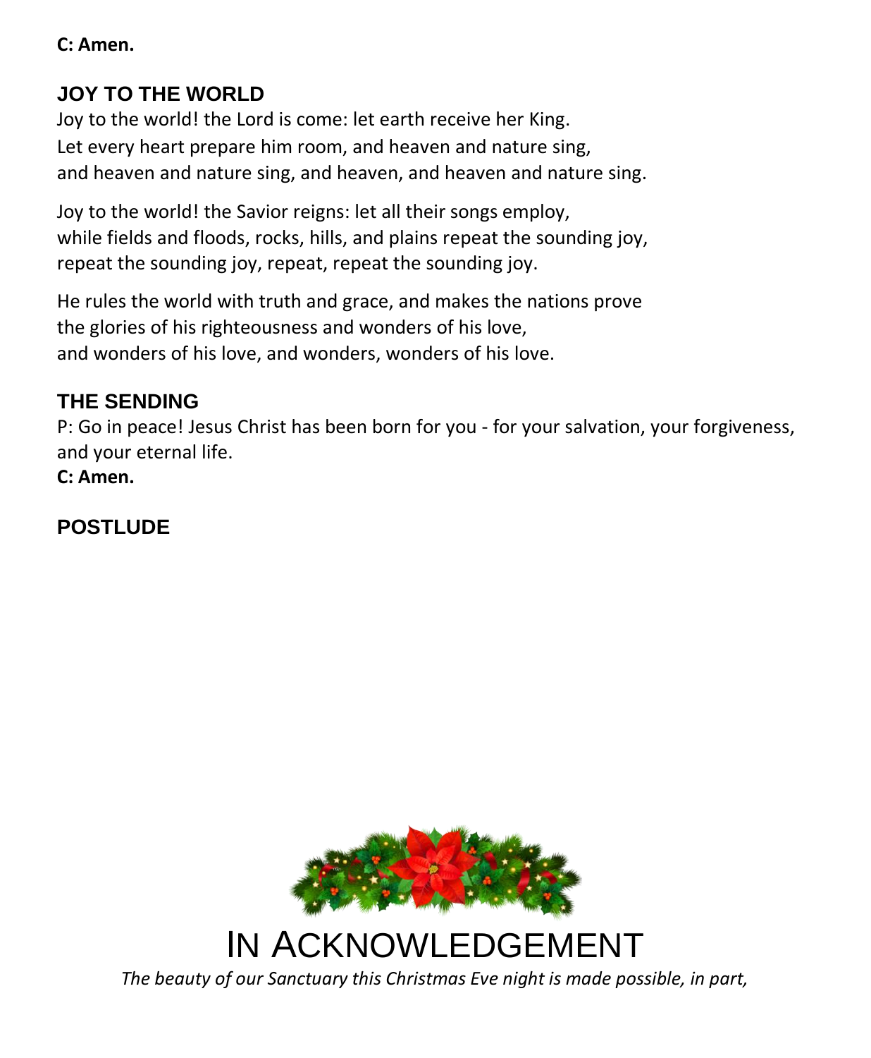**C: Amen.**

## JOY TO THE WORLD

Joy to the world! the Lord is come: let earth receive her King.
Let every heart prepare him room, and heaven and nature sing,
and heaven and nature sing, and heaven, and heaven and nature sing.

Joy to the world! the Savior reigns: let all their songs employ,
while fields and floods, rocks, hills, and plains repeat the sounding joy,
repeat the sounding joy, repeat, repeat the sounding joy.

He rules the world with truth and grace, and makes the nations prove
the glories of his righteousness and wonders of his love,
and wonders of his love, and wonders, wonders of his love.

## THE SENDING

P: Go in peace! Jesus Christ has been born for you - for your salvation, your forgiveness, and your eternal life.
**C: Amen.**

## POSTLUDE

# IN ACKNOWLEDGEMENT

*The beauty of our Sanctuary this Christmas Eve night is made possible, in part,*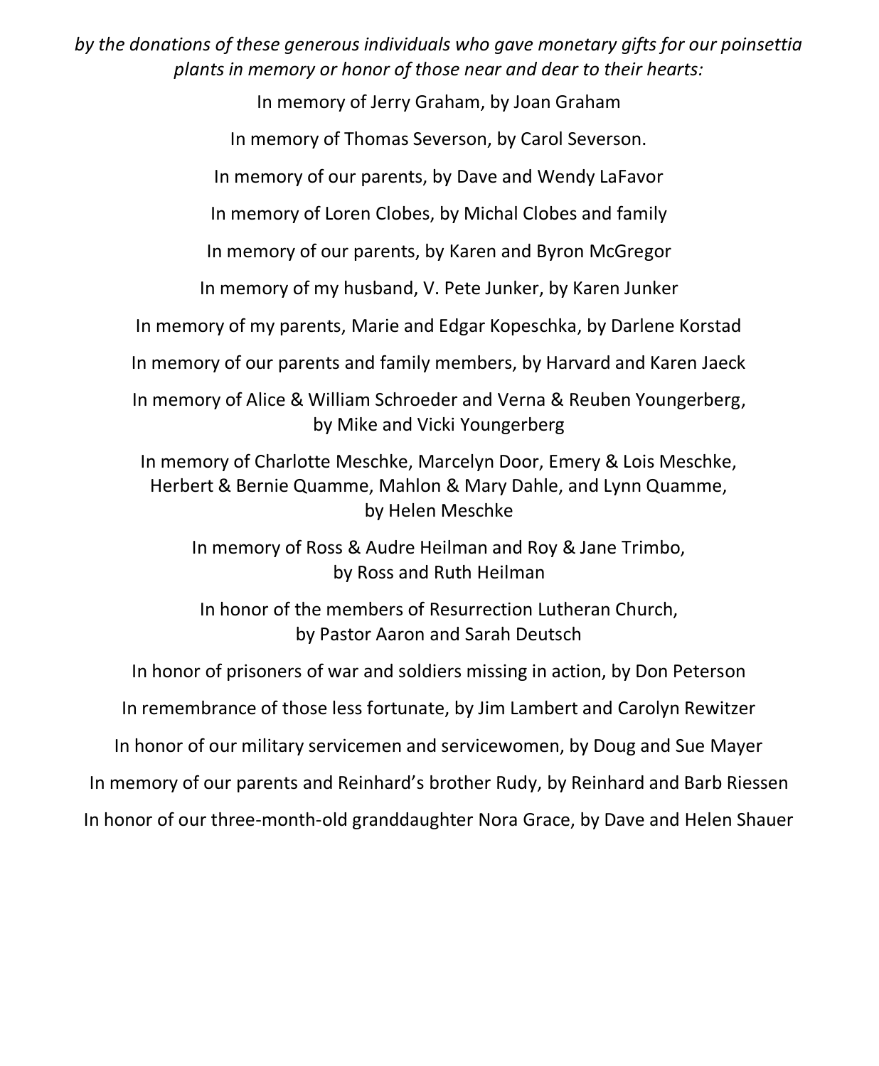*by the donations of these generous individuals who gave monetary gifts for our poinsettia plants in memory or honor of those near and dear to their hearts:*

In memory of Jerry Graham, by Joan Graham

In memory of Thomas Severson, by Carol Severson.

In memory of our parents, by Dave and Wendy LaFavor

In memory of Loren Clobes, by Michal Clobes and family

In memory of our parents, by Karen and Byron McGregor

In memory of my husband, V. Pete Junker, by Karen Junker

In memory of my parents, Marie and Edgar Kopeschka, by Darlene Korstad

In memory of our parents and family members, by Harvard and Karen Jaeck

In memory of Alice & William Schroeder and Verna & Reuben Youngerberg, by Mike and Vicki Youngerberg

In memory of Charlotte Meschke, Marcelyn Door, Emery & Lois Meschke, Herbert & Bernie Quamme, Mahlon & Mary Dahle, and Lynn Quamme, by Helen Meschke

In memory of Ross & Audre Heilman and Roy & Jane Trimbo, by Ross and Ruth Heilman

In honor of the members of Resurrection Lutheran Church, by Pastor Aaron and Sarah Deutsch

In honor of prisoners of war and soldiers missing in action, by Don Peterson

In remembrance of those less fortunate, by Jim Lambert and Carolyn Rewitzer

In honor of our military servicemen and servicewomen, by Doug and Sue Mayer

In memory of our parents and Reinhard's brother Rudy, by Reinhard and Barb Riessen

In honor of our three-month-old granddaughter Nora Grace, by Dave and Helen Shauer